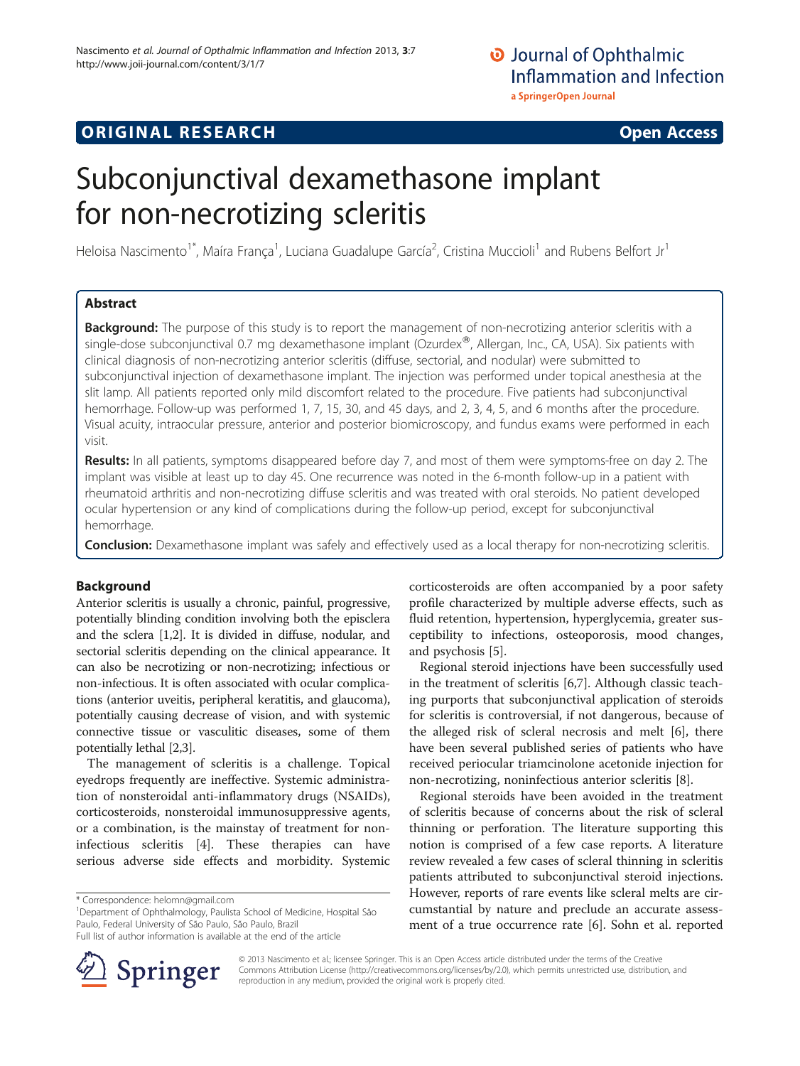ORIGINAL RESEARCH Open Access

# Subconjunctival dexamethasone implant for non-necrotizing scleritis

Heloisa Nascimento[1*], Maíra França[1], Luciana Guadalupe García[2], Cristina Muccioli[1] and Rubens Belfort Jr[1]

## Abstract

**Background:** The purpose of this study is to report the management of non-necrotizing anterior scleritis with a single-dose subconjunctival 0.7 mg dexamethasone implant (Ozurdex®, Allergan, Inc., CA, USA). Six patients with clinical diagnosis of non-necrotizing anterior scleritis (diffuse, sectorial, and nodular) were submitted to subconjunctival injection of dexamethasone implant. The injection was performed under topical anesthesia at the slit lamp. All patients reported only mild discomfort related to the procedure. Five patients had subconjunctival hemorrhage. Follow-up was performed 1, 7, 15, 30, and 45 days, and 2, 3, 4, 5, and 6 months after the procedure. Visual acuity, intraocular pressure, anterior and posterior biomicroscopy, and fundus exams were performed in each visit.

**Results:** In all patients, symptoms disappeared before day 7, and most of them were symptoms-free on day 2. The implant was visible at least up to day 45. One recurrence was noted in the 6-month follow-up in a patient with rheumatoid arthritis and non-necrotizing diffuse scleritis and was treated with oral steroids. No patient developed ocular hypertension or any kind of complications during the follow-up period, except for subconjunctival hemorrhage.

**Conclusion:** Dexamethasone implant was safely and effectively used as a local therapy for non-necrotizing scleritis.

## Background

Anterior scleritis is usually a chronic, painful, progressive, potentially blinding condition involving both the episclera and the sclera [1,2]. It is divided in diffuse, nodular, and sectorial scleritis depending on the clinical appearance. It can also be necrotizing or non-necrotizing; infectious or non-infectious. It is often associated with ocular complications (anterior uveitis, peripheral keratitis, and glaucoma), potentially causing decrease of vision, and with systemic connective tissue or vasculitic diseases, some of them potentially lethal [2,3].

The management of scleritis is a challenge. Topical eyedrops frequently are ineffective. Systemic administration of nonsteroidal anti-inflammatory drugs (NSAIDs), corticosteroids, nonsteroidal immunosuppressive agents, or a combination, is the mainstay of treatment for non-infectious scleritis [4]. These therapies can have serious adverse side effects and morbidity. Systemic corticosteroids are often accompanied by a poor safety profile characterized by multiple adverse effects, such as fluid retention, hypertension, hyperglycemia, greater susceptibility to infections, osteoporosis, mood changes, and psychosis [5].

Regional steroid injections have been successfully used in the treatment of scleritis [6,7]. Although classic teaching purports that subconjunctival application of steroids for scleritis is controversial, if not dangerous, because of the alleged risk of scleral necrosis and melt [6], there have been several published series of patients who have received periocular triamcinolone acetonide injection for non-necrotizing, noninfectious anterior scleritis [8].

Regional steroids have been avoided in the treatment of scleritis because of concerns about the risk of scleral thinning or perforation. The literature supporting this notion is comprised of a few case reports. A literature review revealed a few cases of scleral thinning in scleritis patients attributed to subconjunctival steroid injections. However, reports of rare events like scleral melts are circumstantial by nature and preclude an accurate assessment of a true occurrence rate [6]. Sohn et al. reported

\* Correspondence: helomn@gmail.com
[1]Department of Ophthalmology, Paulista School of Medicine, Hospital São Paulo, Federal University of São Paulo, São Paulo, Brazil
Full list of author information is available at the end of the article

© 2013 Nascimento et al.; licensee Springer. This is an Open Access article distributed under the terms of the Creative Commons Attribution License (http://creativecommons.org/licenses/by/2.0), which permits unrestricted use, distribution, and reproduction in any medium, provided the original work is properly cited.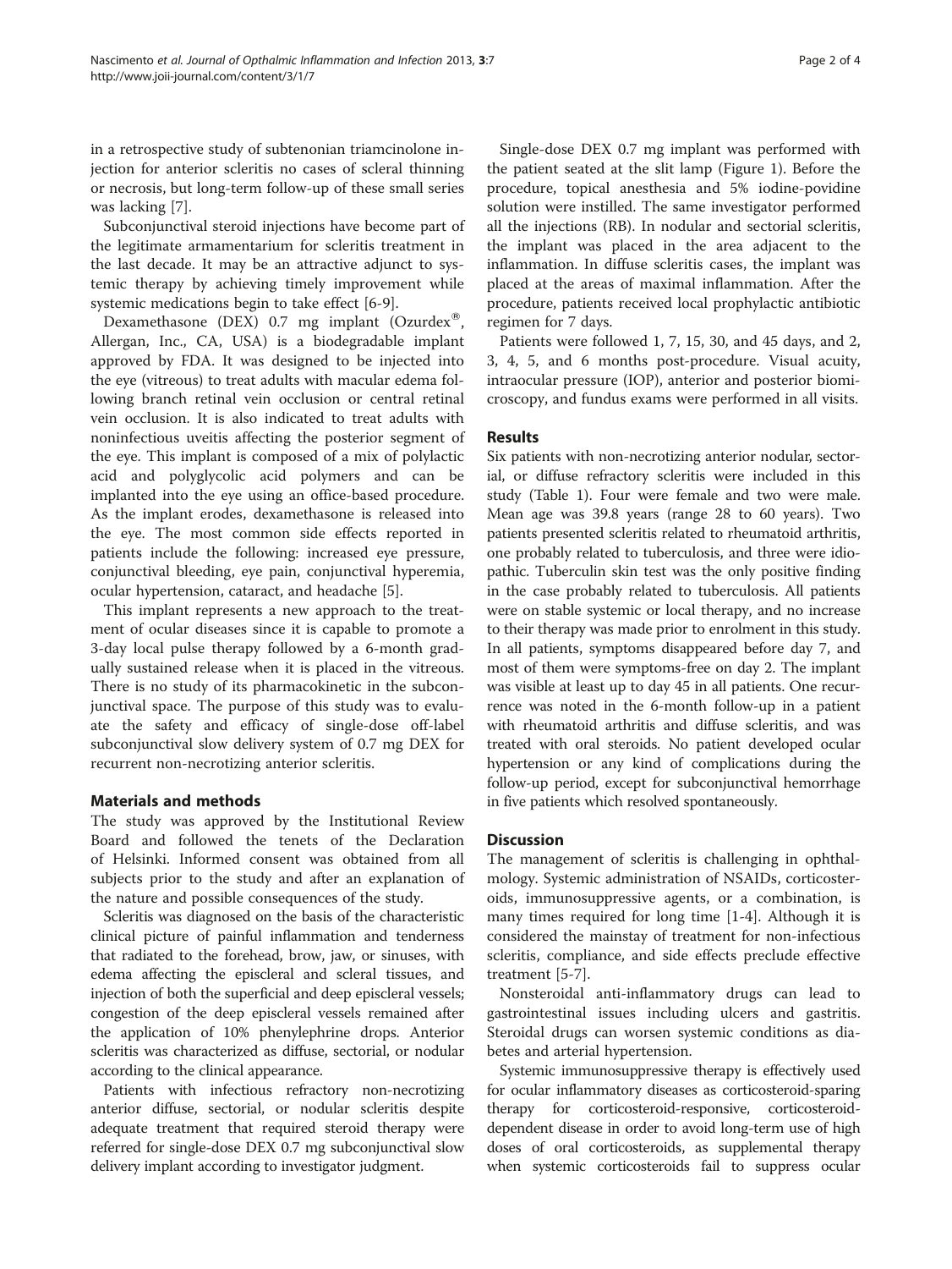in a retrospective study of subtenonian triamcinolone injection for anterior scleritis no cases of scleral thinning or necrosis, but long-term follow-up of these small series was lacking [7].

Subconjunctival steroid injections have become part of the legitimate armamentarium for scleritis treatment in the last decade. It may be an attractive adjunct to systemic therapy by achieving timely improvement while systemic medications begin to take effect [6-9].

Dexamethasone (DEX) 0.7 mg implant (Ozurdex®, Allergan, Inc., CA, USA) is a biodegradable implant approved by FDA. It was designed to be injected into the eye (vitreous) to treat adults with macular edema following branch retinal vein occlusion or central retinal vein occlusion. It is also indicated to treat adults with noninfectious uveitis affecting the posterior segment of the eye. This implant is composed of a mix of polylactic acid and polyglycolic acid polymers and can be implanted into the eye using an office-based procedure. As the implant erodes, dexamethasone is released into the eye. The most common side effects reported in patients include the following: increased eye pressure, conjunctival bleeding, eye pain, conjunctival hyperemia, ocular hypertension, cataract, and headache [5].

This implant represents a new approach to the treatment of ocular diseases since it is capable to promote a 3-day local pulse therapy followed by a 6-month gradually sustained release when it is placed in the vitreous. There is no study of its pharmacokinetic in the subconjunctival space. The purpose of this study was to evaluate the safety and efficacy of single-dose off-label subconjunctival slow delivery system of 0.7 mg DEX for recurrent non-necrotizing anterior scleritis.

## Materials and methods

The study was approved by the Institutional Review Board and followed the tenets of the Declaration of Helsinki. Informed consent was obtained from all subjects prior to the study and after an explanation of the nature and possible consequences of the study.

Scleritis was diagnosed on the basis of the characteristic clinical picture of painful inflammation and tenderness that radiated to the forehead, brow, jaw, or sinuses, with edema affecting the episcleral and scleral tissues, and injection of both the superficial and deep episcleral vessels; congestion of the deep episcleral vessels remained after the application of 10% phenylephrine drops. Anterior scleritis was characterized as diffuse, sectorial, or nodular according to the clinical appearance.

Patients with infectious refractory non-necrotizing anterior diffuse, sectorial, or nodular scleritis despite adequate treatment that required steroid therapy were referred for single-dose DEX 0.7 mg subconjunctival slow delivery implant according to investigator judgment.

Single-dose DEX 0.7 mg implant was performed with the patient seated at the slit lamp (Figure 1). Before the procedure, topical anesthesia and 5% iodine-povidine solution were instilled. The same investigator performed all the injections (RB). In nodular and sectorial scleritis, the implant was placed in the area adjacent to the inflammation. In diffuse scleritis cases, the implant was placed at the areas of maximal inflammation. After the procedure, patients received local prophylactic antibiotic regimen for 7 days.

Patients were followed 1, 7, 15, 30, and 45 days, and 2, 3, 4, 5, and 6 months post-procedure. Visual acuity, intraocular pressure (IOP), anterior and posterior biomicroscopy, and fundus exams were performed in all visits.

## Results

Six patients with non-necrotizing anterior nodular, sectorial, or diffuse refractory scleritis were included in this study (Table 1). Four were female and two were male. Mean age was 39.8 years (range 28 to 60 years). Two patients presented scleritis related to rheumatoid arthritis, one probably related to tuberculosis, and three were idiopathic. Tuberculin skin test was the only positive finding in the case probably related to tuberculosis. All patients were on stable systemic or local therapy, and no increase to their therapy was made prior to enrolment in this study. In all patients, symptoms disappeared before day 7, and most of them were symptoms-free on day 2. The implant was visible at least up to day 45 in all patients. One recurrence was noted in the 6-month follow-up in a patient with rheumatoid arthritis and diffuse scleritis, and was treated with oral steroids. No patient developed ocular hypertension or any kind of complications during the follow-up period, except for subconjunctival hemorrhage in five patients which resolved spontaneously.

## Discussion

The management of scleritis is challenging in ophthalmology. Systemic administration of NSAIDs, corticosteroids, immunosuppressive agents, or a combination, is many times required for long time [1-4]. Although it is considered the mainstay of treatment for non-infectious scleritis, compliance, and side effects preclude effective treatment [5-7].

Nonsteroidal anti-inflammatory drugs can lead to gastrointestinal issues including ulcers and gastritis. Steroidal drugs can worsen systemic conditions as diabetes and arterial hypertension.

Systemic immunosuppressive therapy is effectively used for ocular inflammatory diseases as corticosteroid-sparing therapy for corticosteroid-responsive, corticosteroid-dependent disease in order to avoid long-term use of high doses of oral corticosteroids, as supplemental therapy when systemic corticosteroids fail to suppress ocular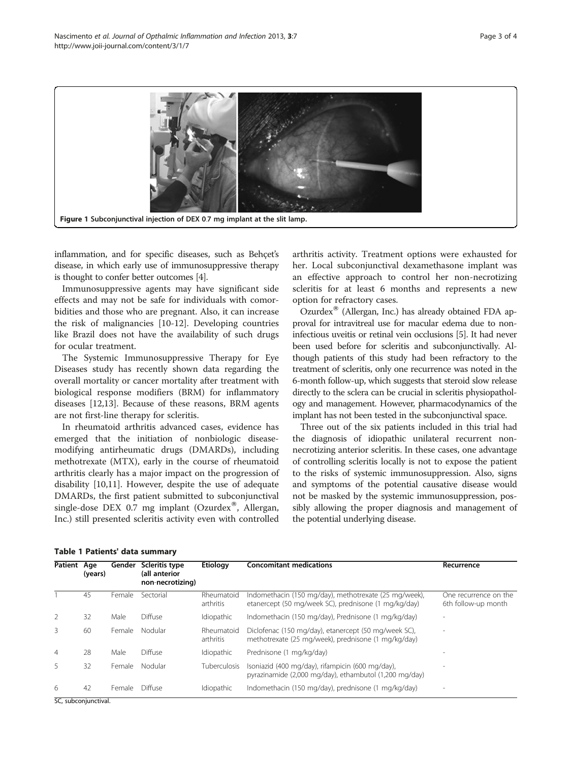Figure 1 Subconjunctival injection of DEX 0.7 mg implant at the slit lamp.

inflammation, and for specific diseases, such as Behçet's disease, in which early use of immunosuppressive therapy is thought to confer better outcomes [4].

Immunosuppressive agents may have significant side effects and may not be safe for individuals with comorbidities and those who are pregnant. Also, it can increase the risk of malignancies [10-12]. Developing countries like Brazil does not have the availability of such drugs for ocular treatment.

The Systemic Immunosuppressive Therapy for Eye Diseases study has recently shown data regarding the overall mortality or cancer mortality after treatment with biological response modifiers (BRM) for inflammatory diseases [12,13]. Because of these reasons, BRM agents are not first-line therapy for scleritis.

In rheumatoid arthritis advanced cases, evidence has emerged that the initiation of nonbiologic disease-modifying antirheumatic drugs (DMARDs), including methotrexate (MTX), early in the course of rheumatoid arthritis clearly has a major impact on the progression of disability [10,11]. However, despite the use of adequate DMARDs, the first patient submitted to subconjunctival single-dose DEX 0.7 mg implant (Ozurdex®, Allergan, Inc.) still presented scleritis activity even with controlled arthritis activity. Treatment options were exhausted for her. Local subconjunctival dexamethasone implant was an effective approach to control her non-necrotizing scleritis for at least 6 months and represents a new option for refractory cases.

Ozurdex® (Allergan, Inc.) has already obtained FDA approval for intravitreal use for macular edema due to non-infectious uveitis or retinal vein occlusions [5]. It had never been used before for scleritis and subconjunctivally. Although patients of this study had been refractory to the treatment of scleritis, only one recurrence was noted in the 6-month follow-up, which suggests that steroid slow release directly to the sclera can be crucial in scleritis physiopathology and management. However, pharmacodynamics of the implant has not been tested in the subconjunctival space.

Three out of the six patients included in this trial had the diagnosis of idiopathic unilateral recurrent non-necrotizing anterior scleritis. In these cases, one advantage of controlling scleritis locally is not to expose the patient to the risks of systemic immunosuppression. Also, signs and symptoms of the potential causative disease would not be masked by the systemic immunosuppression, possibly allowing the proper diagnosis and management of the potential underlying disease.

**Table 1 Patients' data summary**

| Patient | Age (years) | Gender | Scleritis type (all anterior non-necrotizing) | Etiology | Concomitant medications | Recurrence |
|---|---|---|---|---|---|---|
| 1 | 45 | Female | Sectorial | Rheumatoid arthritis | Indomethacin (150 mg/day), methotrexate (25 mg/week), etanercept (50 mg/week SC), prednisone (1 mg/kg/day) | One recurrence on the 6th follow-up month |
| 2 | 32 | Male | Diffuse | Idiopathic | Indomethacin (150 mg/day), Prednisone (1 mg/kg/day) | - |
| 3 | 60 | Female | Nodular | Rheumatoid arthritis | Diclofenac (150 mg/day), etanercept (50 mg/week SC), methotrexate (25 mg/week), prednisone (1 mg/kg/day) | - |
| 4 | 28 | Male | Diffuse | Idiopathic | Prednisone (1 mg/kg/day) | - |
| 5 | 32 | Female | Nodular | Tuberculosis | Isoniazid (400 mg/day), rifampicin (600 mg/day), pyrazinamide (2,000 mg/day), ethambutol (1,200 mg/day) | - |
| 6 | 42 | Female | Diffuse | Idiopathic | Indomethacin (150 mg/day), prednisone (1 mg/kg/day) | - |

SC, subconjunctival.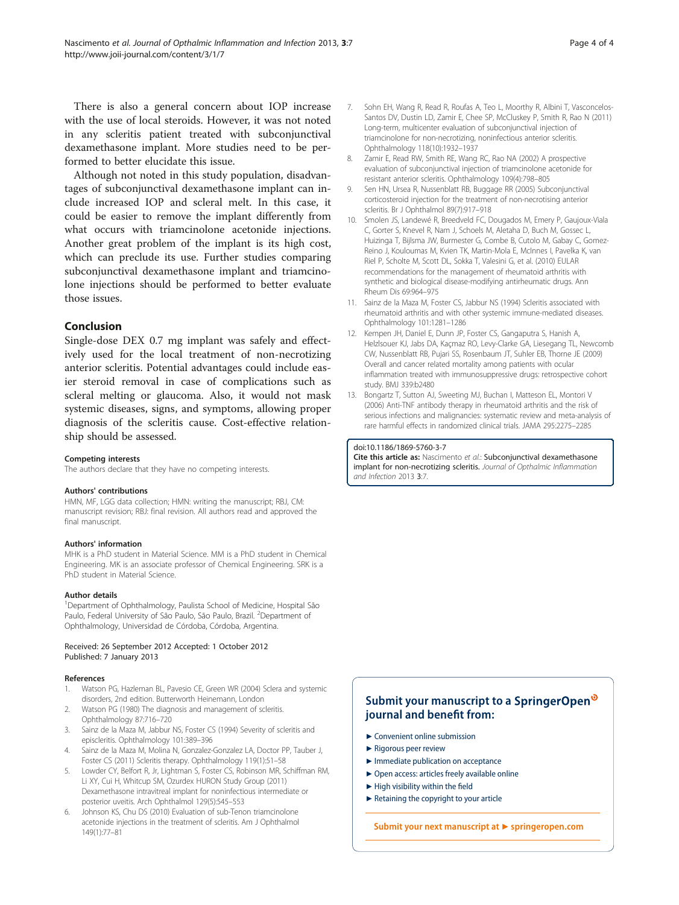There is also a general concern about IOP increase with the use of local steroids. However, it was not noted in any scleritis patient treated with subconjunctival dexamethasone implant. More studies need to be performed to better elucidate this issue.

Although not noted in this study population, disadvantages of subconjunctival dexamethasone implant can include increased IOP and scleral melt. In this case, it could be easier to remove the implant differently from what occurs with triamcinolone acetonide injections. Another great problem of the implant is its high cost, which can preclude its use. Further studies comparing subconjunctival dexamethasone implant and triamcinolone injections should be performed to better evaluate those issues.

## Conclusion

Single-dose DEX 0.7 mg implant was safely and effectively used for the local treatment of non-necrotizing anterior scleritis. Potential advantages could include easier steroid removal in case of complications such as scleral melting or glaucoma. Also, it would not mask systemic diseases, signs, and symptoms, allowing proper diagnosis of the scleritis cause. Cost-effective relationship should be assessed.

#### Competing interests

The authors declare that they have no competing interests.

#### Authors' contributions

HMN, MF, LGG data collection; HMN: writing the manuscript; RBJ, CM: manuscript revision; RBJ: final revision. All authors read and approved the final manuscript.

#### Authors' information

MHK is a PhD student in Material Science. MM is a PhD student in Chemical Engineering. MK is an associate professor of Chemical Engineering. SRK is a PhD student in Material Science.

#### Author details

[1]Department of Ophthalmology, Paulista School of Medicine, Hospital São Paulo, Federal University of São Paulo, São Paulo, Brazil. [2]Department of Ophthalmology, Universidad de Córdoba, Córdoba, Argentina.

Received: 26 September 2012 Accepted: 1 October 2012
Published: 7 January 2013

#### References

1. Watson PG, Hazleman BL, Pavesio CE, Green WR (2004) Sclera and systemic disorders, 2nd edition. Butterworth Heinemann, London
2. Watson PG (1980) The diagnosis and management of scleritis. Ophthalmology 87:716–720
3. Sainz de la Maza M, Jabbur NS, Foster CS (1994) Severity of scleritis and episcleritis. Ophthalmology 101:389–396
4. Sainz de la Maza M, Molina N, Gonzalez-Gonzalez LA, Doctor PP, Tauber J, Foster CS (2011) Scleritis therapy. Ophthalmology 119(1):51–58
5. Lowder CY, Belfort R, Jr, Lightman S, Foster CS, Robinson MR, Schiffman RM, Li XY, Cui H, Whitcup SM, Ozurdex HURON Study Group (2011) Dexamethasone intravitreal implant for noninfectious intermediate or posterior uveitis. Arch Ophthalmol 129(5):545–553
6. Johnson KS, Chu DS (2010) Evaluation of sub-Tenon triamcinolone acetonide injections in the treatment of scleritis. Am J Ophthalmol 149(1):77–81
7. Sohn EH, Wang R, Read R, Roufas A, Teo L, Moorthy R, Albini T, Vasconcelos-Santos DV, Dustin LD, Zamir E, Chee SP, McCluskey P, Smith R, Rao N (2011) Long-term, multicenter evaluation of subconjunctival injection of triamcinolone for non-necrotizing, noninfectious anterior scleritis. Ophthalmology 118(10):1932–1937
8. Zamir E, Read RW, Smith RE, Wang RC, Rao NA (2002) A prospective evaluation of subconjunctival injection of triamcinolone acetonide for resistant anterior scleritis. Ophthalmology 109(4):798–805
9. Sen HN, Ursea R, Nussenblatt RB, Buggage RR (2005) Subconjunctival corticosteroid injection for the treatment of non-necrotising anterior scleritis. Br J Ophthalmol 89(7):917–918
10. Smolen JS, Landewé R, Breedveld FC, Dougados M, Emery P, Gaujoux-Viala C, Gorter S, Knevel R, Nam J, Schoels M, Aletaha D, Buch M, Gossec L, Huizinga T, Bijlsma JW, Burmester G, Combe B, Cutolo M, Gabay C, Gomez-Reino J, Kouloumas M, Kvien TK, Martin-Mola E, McInnes I, Pavelka K, van Riel P, Scholte M, Scott DL, Sokka T, Valesini G, et al. (2010) EULAR recommendations for the management of rheumatoid arthritis with synthetic and biological disease-modifying antirheumatic drugs. Ann Rheum Dis 69:964–975
11. Sainz de la Maza M, Foster CS, Jabbur NS (1994) Scleritis associated with rheumatoid arthritis and with other systemic immune-mediated diseases. Ophthalmology 101:1281–1286
12. Kempen JH, Daniel E, Dunn JP, Foster CS, Gangaputra S, Hanish A, Helzlsouer KJ, Jabs DA, Kaçmaz RO, Levy-Clarke GA, Liesegang TL, Newcomb CW, Nussenblatt RB, Pujari SS, Rosenbaum JT, Suhler EB, Thorne JE (2009) Overall and cancer related mortality among patients with ocular inflammation treated with immunosuppressive drugs: retrospective cohort study. BMJ 339:b2480
13. Bongartz T, Sutton AJ, Sweeting MJ, Buchan I, Matteson EL, Montori V (2006) Anti-TNF antibody therapy in rheumatoid arthritis and the risk of serious infections and malignancies: systematic review and meta-analysis of rare harmful effects in randomized clinical trials. JAMA 295:2275–2285

doi:10.1186/1869-5760-3-7
**Cite this article as:** Nascimento *et al.*: Subconjunctival dexamethasone implant for non-necrotizing scleritis. *Journal of Opthalmic Inflammation and Infection* 2013 **3**:7.

**Submit your manuscript to a SpringerOpen journal and benefit from:**

- ► Convenient online submission
- ► Rigorous peer review
- ► Immediate publication on acceptance
- ► Open access: articles freely available online
- ► High visibility within the field
- ► Retaining the copyright to your article

**Submit your next manuscript at ► springeropen.com**